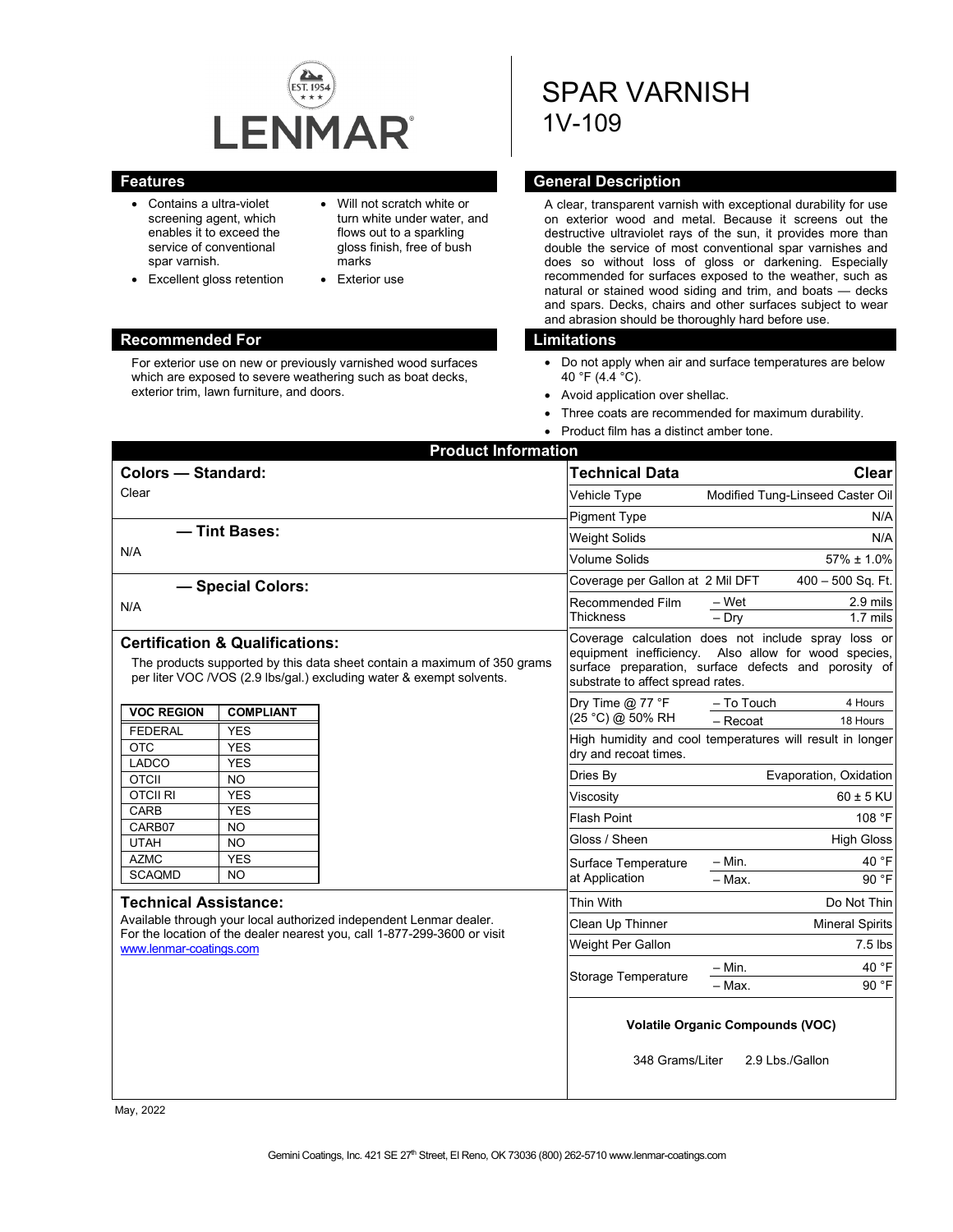# LENMAR

# SPAR VARNISH
## 1V-109

## Features

- Contains a ultra-violet screening agent, which enables it to exceed the service of conventional spar varnish.
- Excellent gloss retention
- Will not scratch white or turn white under water, and flows out to a sparkling gloss finish, free of bush marks
- Exterior use

## General Description

A clear, transparent varnish with exceptional durability for use on exterior wood and metal. Because it screens out the destructive ultraviolet rays of the sun, it provides more than double the service of most conventional spar varnishes and does so without loss of gloss or darkening. Especially recommended for surfaces exposed to the weather, such as natural or stained wood siding and trim, and boats — decks and spars. Decks, chairs and other surfaces subject to wear and abrasion should be thoroughly hard before use.

## Recommended For

For exterior use on new or previously varnished wood surfaces which are exposed to severe weathering such as boat decks, exterior trim, lawn furniture, and doors.

## Limitations

- Do not apply when air and surface temperatures are below 40 °F (4.4 °C).
- Avoid application over shellac.
- Three coats are recommended for maximum durability.
- Product film has a distinct amber tone.

## Product Information

### Colors — Standard:

Clear

### — Tint Bases:

N/A

### — Special Colors:

N/A

### Certification & Qualifications:

The products supported by this data sheet contain a maximum of 350 grams per liter VOC /VOS (2.9 lbs/gal.) excluding water & exempt solvents.

| VOC REGION | COMPLIANT |
|---|---|
| FEDERAL | YES |
| OTC | YES |
| LADCO | YES |
| OTCII | NO |
| OTCII RI | YES |
| CARB | YES |
| CARB07 | NO |
| UTAH | NO |
| AZMC | YES |
| SCAQMD | NO |

### Technical Assistance:

Available through your local authorized independent Lenmar dealer. For the location of the dealer nearest you, call 1-877-299-3600 or visit www.lenmar-coatings.com

| Technical Data | | Clear |
|---|---|---|
| Vehicle Type | | Modified Tung-Linseed Caster Oil |
| Pigment Type | | N/A |
| Weight Solids | | N/A |
| Volume Solids | | 57% ± 1.0% |
| Coverage per Gallon at 2 Mil DFT | | 400 – 500 Sq. Ft. |
| Recommended Film Thickness | – Wet | 2.9 mils |
| | – Dry | 1.7 mils |
| Coverage calculation does not include spray loss or equipment inefficiency. Also allow for wood species, surface preparation, surface defects and porosity of substrate to affect spread rates. | | |
| Dry Time @ 77 °F (25 °C) @ 50% RH | – To Touch | 4 Hours |
| | – Recoat | 18 Hours |
| High humidity and cool temperatures will result in longer dry and recoat times. | | |
| Dries By | | Evaporation, Oxidation |
| Viscosity | | 60 ± 5 KU |
| Flash Point | | 108 °F |
| Gloss / Sheen | | High Gloss |
| Surface Temperature at Application | – Min. | 40 °F |
| | – Max. | 90 °F |
| Thin With | | Do Not Thin |
| Clean Up Thinner | | Mineral Spirits |
| Weight Per Gallon | | 7.5 lbs |
| Storage Temperature | – Min. | 40 °F |
| | – Max. | 90 °F |

**Volatile Organic Compounds (VOC)**

348 Grams/Liter 2.9 Lbs./Gallon

May, 2022

Gemini Coatings, Inc. 421 SE 27th Street, El Reno, OK 73036 (800) 262-5710 www.lenmar-coatings.com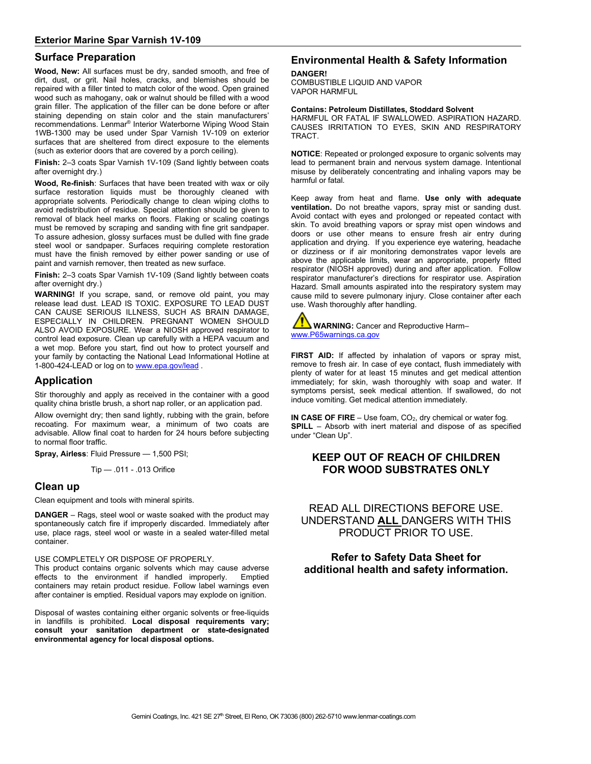## Exterior Marine Spar Varnish 1V-109

## Surface Preparation

**Wood, New:** All surfaces must be dry, sanded smooth, and free of dirt, dust, or grit. Nail holes, cracks, and blemishes should be repaired with a filler tinted to match color of the wood. Open grained wood such as mahogany, oak or walnut should be filled with a wood grain filler. The application of the filler can be done before or after staining depending on stain color and the stain manufacturers' recommendations. Lenmar® Interior Waterborne Wiping Wood Stain 1WB-1300 may be used under Spar Varnish 1V-109 on exterior surfaces that are sheltered from direct exposure to the elements (such as exterior doors that are covered by a porch ceiling).

**Finish:** 2–3 coats Spar Varnish 1V-109 (Sand lightly between coats after overnight dry.)

**Wood, Re-finish**: Surfaces that have been treated with wax or oily surface restoration liquids must be thoroughly cleaned with appropriate solvents. Periodically change to clean wiping cloths to avoid redistribution of residue. Special attention should be given to removal of black heel marks on floors. Flaking or scaling coatings must be removed by scraping and sanding with fine grit sandpaper. To assure adhesion, glossy surfaces must be dulled with fine grade steel wool or sandpaper. Surfaces requiring complete restoration must have the finish removed by either power sanding or use of paint and varnish remover, then treated as new surface.

**Finish:** 2–3 coats Spar Varnish 1V-109 (Sand lightly between coats after overnight dry.)

**WARNING!** If you scrape, sand, or remove old paint, you may release lead dust. LEAD IS TOXIC. EXPOSURE TO LEAD DUST CAN CAUSE SERIOUS ILLNESS, SUCH AS BRAIN DAMAGE, ESPECIALLY IN CHILDREN. PREGNANT WOMEN SHOULD ALSO AVOID EXPOSURE. Wear a NIOSH approved respirator to control lead exposure. Clean up carefully with a HEPA vacuum and a wet mop. Before you start, find out how to protect yourself and your family by contacting the National Lead Informational Hotline at 1-800-424-LEAD or log on to www.epa.gov/lead .

## Application

Stir thoroughly and apply as received in the container with a good quality china bristle brush, a short nap roller, or an application pad.

Allow overnight dry; then sand lightly, rubbing with the grain, before recoating. For maximum wear, a minimum of two coats are advisable. Allow final coat to harden for 24 hours before subjecting to normal floor traffic.

**Spray, Airless**: Fluid Pressure — 1,500 PSI;

Tip — .011 - .013 Orifice

## Clean up

Clean equipment and tools with mineral spirits.

**DANGER** – Rags, steel wool or waste soaked with the product may spontaneously catch fire if improperly discarded. Immediately after use, place rags, steel wool or waste in a sealed water-filled metal container.

USE COMPLETELY OR DISPOSE OF PROPERLY.
This product contains organic solvents which may cause adverse effects to the environment if handled improperly. Emptied containers may retain product residue. Follow label warnings even after container is emptied. Residual vapors may explode on ignition.

Disposal of wastes containing either organic solvents or free-liquids in landfills is prohibited. **Local disposal requirements vary; consult your sanitation department or state-designated environmental agency for local disposal options.**

## Environmental Health & Safety Information

**DANGER!**
COMBUSTIBLE LIQUID AND VAPOR
VAPOR HARMFUL

**Contains: Petroleum Distillates, Stoddard Solvent**
HARMFUL OR FATAL IF SWALLOWED. ASPIRATION HAZARD. CAUSES IRRITATION TO EYES, SKIN AND RESPIRATORY TRACT.

**NOTICE**: Repeated or prolonged exposure to organic solvents may lead to permanent brain and nervous system damage. Intentional misuse by deliberately concentrating and inhaling vapors may be harmful or fatal.

Keep away from heat and flame. **Use only with adequate ventilation.** Do not breathe vapors, spray mist or sanding dust. Avoid contact with eyes and prolonged or repeated contact with skin. To avoid breathing vapors or spray mist open windows and doors or use other means to ensure fresh air entry during application and drying. If you experience eye watering, headache or dizziness or if air monitoring demonstrates vapor levels are above the applicable limits, wear an appropriate, properly fitted respirator (NIOSH approved) during and after application. Follow respirator manufacturer's directions for respirator use. Aspiration Hazard. Small amounts aspirated into the respiratory system may cause mild to severe pulmonary injury. Close container after each use. Wash thoroughly after handling.

**WARNING:** Cancer and Reproductive Harm– www.P65warnings.ca.gov

**FIRST AID:** If affected by inhalation of vapors or spray mist, remove to fresh air. In case of eye contact, flush immediately with plenty of water for at least 15 minutes and get medical attention immediately; for skin, wash thoroughly with soap and water. If symptoms persist, seek medical attention. If swallowed, do not induce vomiting. Get medical attention immediately.

**IN CASE OF FIRE** – Use foam, $CO_2$, dry chemical or water fog.
**SPILL** – Absorb with inert material and dispose of as specified under "Clean Up".

**KEEP OUT OF REACH OF CHILDREN**
**FOR WOOD SUBSTRATES ONLY**

READ ALL DIRECTIONS BEFORE USE. UNDERSTAND **ALL** DANGERS WITH THIS PRODUCT PRIOR TO USE.

**Refer to Safety Data Sheet for additional health and safety information.**

Gemini Coatings, Inc. 421 SE 27th Street, El Reno, OK 73036 (800) 262-5710 www.lenmar-coatings.com